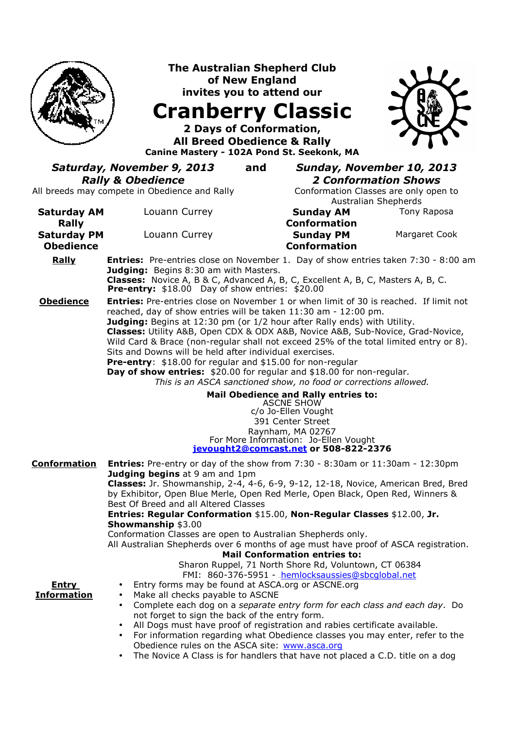# The Australian Shepherd Club of New England invites you to attend our

# Cranberry Classic

**2 Days of Conformation, All Breed Obedience & Rally**

**Canine Mastery - 102A Pond St. Seekonk, MA**

***Saturday, November 9, 2013*** **and** ***Sunday, November 10, 2013***

***Rally & Obedience***

All breeds may compete in Obedience and Rally

***2 Conformation Shows***

Conformation Classes are only open to Australian Shepherds

| | | | |
|---|---|---|---|
| **Saturday AM Rally** | Louann Currey | **Sunday AM Conformation** | Tony Raposa |
| **Saturday PM Obedience** | Louann Currey | **Sunday PM Conformation** | Margaret Cook |

## Rally

**Entries:** Pre-entries close on November 1. Day of show entries taken 7:30 - 8:00 am
**Judging:** Begins 8:30 am with Masters.
**Classes:** Novice A, B & C, Advanced A, B, C, Excellent A, B, C, Masters A, B, C.
**Pre-entry:** $18.00 Day of show entries: $20.00

## Obedience

**Entries:** Pre-entries close on November 1 or when limit of 30 is reached. If limit not reached, day of show entries will be taken 11:30 am - 12:00 pm.
**Judging:** Begins at 12:30 pm (or 1/2 hour after Rally ends) with Utility.
**Classes:** Utility A&B, Open CDX & ODX A&B, Novice A&B, Sub-Novice, Grad-Novice, Wild Card & Brace (non-regular shall not exceed 25% of the total limited entry or 8). Sits and Downs will be held after individual exercises.
**Pre-entry**: $18.00 for regular and $15.00 for non-regular
**Day of show entries:** $20.00 for regular and $18.00 for non-regular.
*This is an ASCA sanctioned show, no food or corrections allowed.*

**Mail Obedience and Rally entries to:**
ASCNE SHOW
c/o Jo-Ellen Vought
391 Center Street
Raynham, MA 02767
For More Information: Jo-Ellen Vought
**jevought2@comcast.net or 508-822-2376**

## Conformation

**Entries:** Pre-entry or day of the show from 7:30 - 8:30am or 11:30am - 12:30pm
**Judging begins** at 9 am and 1pm
**Classes:** Jr. Showmanship, 2-4, 4-6, 6-9, 9-12, 12-18, Novice, American Bred, Bred by Exhibitor, Open Blue Merle, Open Red Merle, Open Black, Open Red, Winners & Best Of Breed and all Altered Classes
**Entries: Regular Conformation** $15.00, **Non-Regular Classes** $12.00, **Jr. Showmanship** $3.00
Conformation Classes are open to Australian Shepherds only.
All Australian Shepherds over 6 months of age must have proof of ASCA registration.

**Mail Conformation entries to:**
Sharon Ruppel, 71 North Shore Rd, Voluntown, CT 06384
FMI: 860-376-5951 - hemlocksaussies@sbcglobal.net

## Entry Information

- Entry forms may be found at ASCA.org or ASCNE.org
- Make all checks payable to ASCNE
- Complete each dog on a *separate entry form for each class and each day*. Do not forget to sign the back of the entry form.
- All Dogs must have proof of registration and rabies certificate available.
- For information regarding what Obedience classes you may enter, refer to the Obedience rules on the ASCA site: www.asca.org
- The Novice A Class is for handlers that have not placed a C.D. title on a dog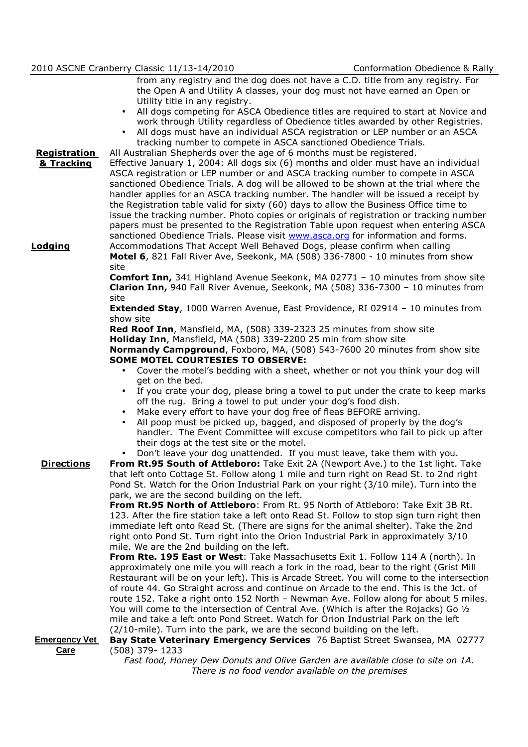from any registry and the dog does not have a C.D. title from any registry. For the Open A and Utility A classes, your dog must not have earned an Open or Utility title in any registry.

- All dogs competing for ASCA Obedience titles are required to start at Novice and work through Utility regardless of Obedience titles awarded by other Registries.
- All dogs must have an individual ASCA registration or LEP number or an ASCA tracking number to compete in ASCA sanctioned Obedience Trials.

**Registration & Tracking**

All Australian Shepherds over the age of 6 months must be registered.
Effective January 1, 2004: All dogs six (6) months and older must have an individual ASCA registration or LEP number or and ASCA tracking number to compete in ASCA sanctioned Obedience Trials. A dog will be allowed to be shown at the trial where the handler applies for an ASCA tracking number. The handler will be issued a receipt by the Registration table valid for sixty (60) days to allow the Business Office time to issue the tracking number. Photo copies or originals of registration or tracking number papers must be presented to the Registration Table upon request when entering ASCA sanctioned Obedience Trials. Please visit www.asca.org for information and forms.

**Lodging**

Accommodations That Accept Well Behaved Dogs, please confirm when calling
**Motel 6**, 821 Fall River Ave, Seekonk, MA (508) 336-7800 - 10 minutes from show site
**Comfort Inn,** 341 Highland Avenue Seekonk, MA 02771 – 10 minutes from show site
**Clarion Inn,** 940 Fall River Avenue, Seekonk, MA (508) 336-7300 – 10 minutes from site
**Extended Stay**, 1000 Warren Avenue, East Providence, RI 02914 – 10 minutes from show site
**Red Roof Inn**, Mansfield, MA, (508) 339-2323 25 minutes from show site
**Holiday Inn**, Mansfield, MA (508) 339-2200 25 min from show site
**Normandy Campground**, Foxboro, MA, (508) 543-7600 20 minutes from show site

**SOME MOTEL COURTESIES TO OBSERVE:**

- Cover the motel's bedding with a sheet, whether or not you think your dog will get on the bed.
- If you crate your dog, please bring a towel to put under the crate to keep marks off the rug. Bring a towel to put under your dog's food dish.
- Make every effort to have your dog free of fleas BEFORE arriving.
- All poop must be picked up, bagged, and disposed of properly by the dog's handler. The Event Committee will excuse competitors who fail to pick up after their dogs at the test site or the motel.
- Don't leave your dog unattended. If you must leave, take them with you.

**Directions**

**From Rt.95 South of Attleboro:** Take Exit 2A (Newport Ave.) to the 1st light. Take that left onto Cottage St. Follow along 1 mile and turn right on Read St. to 2nd right Pond St. Watch for the Orion Industrial Park on your right (3/10 mile). Turn into the park, we are the second building on the left.

**From Rt.95 North of Attleboro**: From Rt. 95 North of Attleboro: Take Exit 3B Rt. 123. After the fire station take a left onto Read St. Follow to stop sign turn right then immediate left onto Read St. (There are signs for the animal shelter). Take the 2nd right onto Pond St. Turn right into the Orion Industrial Park in approximately 3/10 mile. We are the 2nd building on the left.

**From Rte. 195 East or West**: Take Massachusetts Exit 1. Follow 114 A (north). In approximately one mile you will reach a fork in the road, bear to the right (Grist Mill Restaurant will be on your left). This is Arcade Street. You will come to the intersection of route 44. Go Straight across and continue on Arcade to the end. This is the Jct. of route 152. Take a right onto 152 North – Newman Ave. Follow along for about 5 miles. You will come to the intersection of Central Ave. (Which is after the Rojacks) Go ½ mile and take a left onto Pond Street. Watch for Orion Industrial Park on the left (2/10-mile). Turn into the park, we are the second building on the left.

**Emergency Vet Care**

**Bay State Veterinary Emergency Services** 76 Baptist Street Swansea, MA 02777 (508) 379- 1233

*Fast food, Honey Dew Donuts and Olive Garden are available close to site on 1A. There is no food vendor available on the premises*